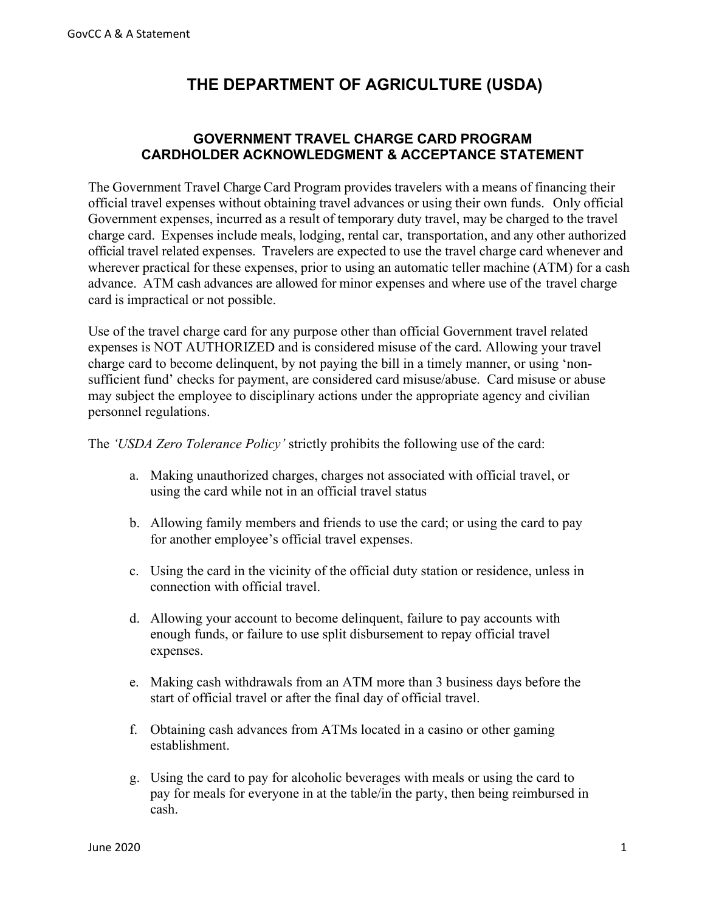# THE DEPARTMENT OF AGRICULTURE (USDA)

## GOVERNMENT TRAVEL CHARGE CARD PROGRAM CARDHOLDER ACKNOWLEDGMENT & ACCEPTANCE STATEMENT

The Government Travel Charge Card Program provides travelers with a means of financing their official travel expenses without obtaining travel advances or using their own funds. Only official Government expenses, incurred as a result of temporary duty travel, may be charged to the travel charge card. Expenses include meals, lodging, rental car, transportation, and any other authorized official travel related expenses. Travelers are expected to use the travel charge card whenever and wherever practical for these expenses, prior to using an automatic teller machine (ATM) for a cash advance. ATM cash advances are allowed for minor expenses and where use of the travel charge card is impractical or not possible.

Use of the travel charge card for any purpose other than official Government travel related expenses is NOT AUTHORIZED and is considered misuse of the card. Allowing your travel charge card to become delinquent, by not paying the bill in a timely manner, or using 'non-sufficient fund' checks for payment, are considered card misuse/abuse. Card misuse or abuse may subject the employee to disciplinary actions under the appropriate agency and civilian personnel regulations.

The *'USDA Zero Tolerance Policy'* strictly prohibits the following use of the card:

a. Making unauthorized charges, charges not associated with official travel, or using the card while not in an official travel status

b. Allowing family members and friends to use the card; or using the card to pay for another employee's official travel expenses.

c. Using the card in the vicinity of the official duty station or residence, unless in connection with official travel.

d. Allowing your account to become delinquent, failure to pay accounts with enough funds, or failure to use split disbursement to repay official travel expenses.

e. Making cash withdrawals from an ATM more than 3 business days before the start of official travel or after the final day of official travel.

f. Obtaining cash advances from ATMs located in a casino or other gaming establishment.

g. Using the card to pay for alcoholic beverages with meals or using the card to pay for meals for everyone in at the table/in the party, then being reimbursed in cash.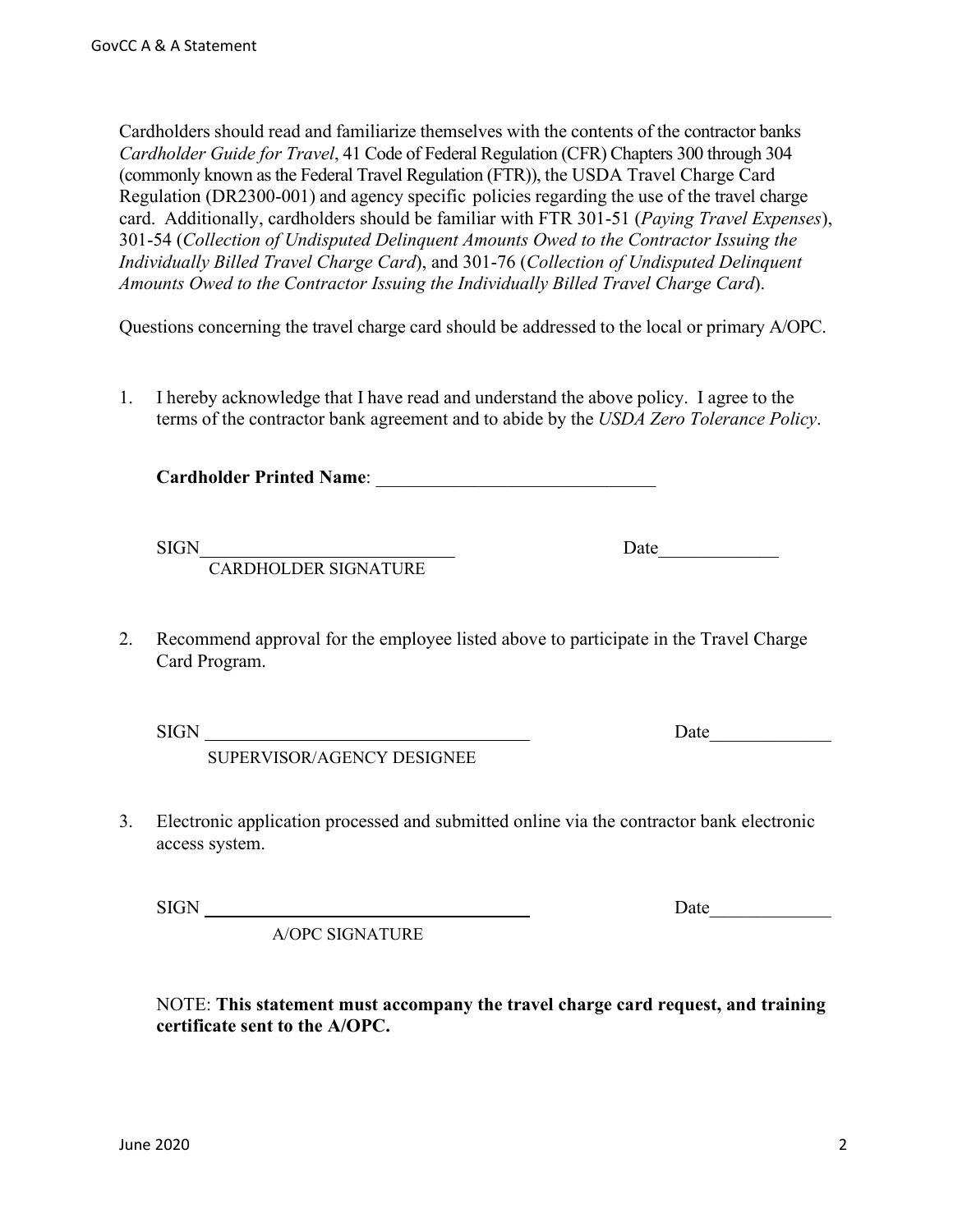Cardholders should read and familiarize themselves with the contents of the contractor banks *Cardholder Guide for Travel*, 41 Code of Federal Regulation (CFR) Chapters 300 through 304 (commonly known as the Federal Travel Regulation (FTR)), the USDA Travel Charge Card Regulation (DR2300-001) and agency specific policies regarding the use of the travel charge card. Additionally, cardholders should be familiar with FTR 301-51 (*Paying Travel Expenses*), 301-54 (*Collection of Undisputed Delinquent Amounts Owed to the Contractor Issuing the Individually Billed Travel Charge Card*), and 301-76 (*Collection of Undisputed Delinquent Amounts Owed to the Contractor Issuing the Individually Billed Travel Charge Card*).

Questions concerning the travel charge card should be addressed to the local or primary A/OPC.

1. I hereby acknowledge that I have read and understand the above policy. I agree to the terms of the contractor bank agreement and to abide by the *USDA Zero Tolerance Policy*.

   **Cardholder Printed Name**: ______________________________

   SIGN___________________________ Date_____________
   CARDHOLDER SIGNATURE

2. Recommend approval for the employee listed above to participate in the Travel Charge Card Program.

   SIGN ___________________________________ Date_____________
   SUPERVISOR/AGENCY DESIGNEE

3. Electronic application processed and submitted online via the contractor bank electronic access system.

   SIGN ___________________________________ Date_____________
   A/OPC SIGNATURE

NOTE: **This statement must accompany the travel charge card request, and training certificate sent to the A/OPC.**